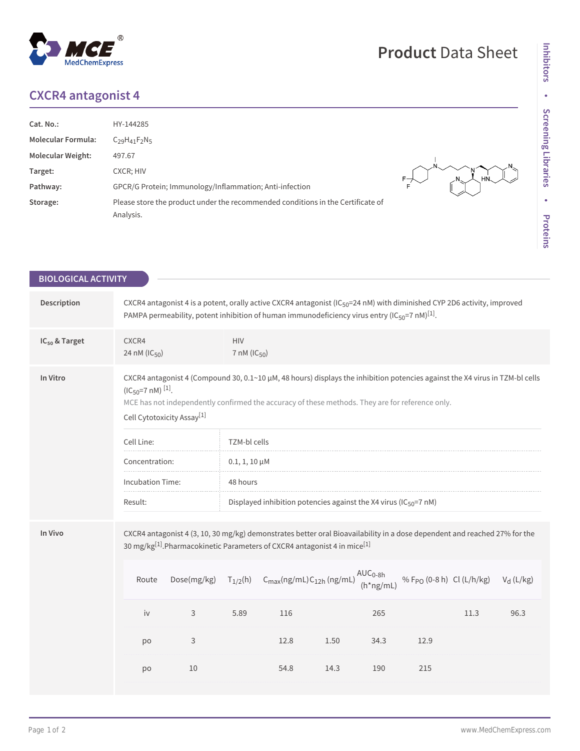# CXCR4 antagonist 4

| | |
|---|---|
| **Cat. No.:** | HY-144285 |
| **Molecular Formula:** | $C_{29}H_{41}F_2N_5$ |
| **Molecular Weight:** | 497.67 |
| **Target:** | CXCR; HIV |
| **Pathway:** | GPCR/G Protein; Immunology/Inflammation; Anti-infection |
| **Storage:** | Please store the product under the recommended conditions in the Certificate of Analysis. |

## BIOLOGICAL ACTIVITY

**Description**

CXCR4 antagonist 4 is a potent, orally active CXCR4 antagonist ($IC_{50}$=24 nM) with diminished CYP 2D6 activity, improved PAMPA permeability, potent inhibition of human immunodeficiency virus entry ($IC_{50}$=7 nM)[1].

**$IC_{50}$ & Target**

| CXCR4 | HIV |
|---|---|
| 24 nM ($IC_{50}$) | 7 nM ($IC_{50}$) |

**In Vitro**

CXCR4 antagonist 4 (Compound 30, 0.1~10 µM, 48 hours) displays the inhibition potencies against the X4 virus in TZM-bl cells ($IC_{50}$=7 nM) [1].

MCE has not independently confirmed the accuracy of these methods. They are for reference only.

Cell Cytotoxicity Assay[1]

| | |
|---|---|
| Cell Line: | TZM-bl cells |
| Concentration: | 0.1, 1, 10 µM |
| Incubation Time: | 48 hours |
| Result: | Displayed inhibition potencies against the X4 virus ($IC_{50}$=7 nM) |

**In Vivo**

CXCR4 antagonist 4 (3, 10, 30 mg/kg) demonstrates better oral Bioavailability in a dose dependent and reached 27% for the 30 mg/kg[1].Pharmacokinetic Parameters of CXCR4 antagonist 4 in mice[1]

| Route | Dose(mg/kg) | $T_{1/2}$(h) | $C_{max}$(ng/mL) | $C_{12h}$ (ng/mL) | $AUC_{0-8h}$ (h*ng/mL) | % $F_{PO}$ (0-8 h) | Cl (L/h/kg) | $V_d$ (L/kg) |
|---|---|---|---|---|---|---|---|---|
| iv | 3 | 5.89 | 116 | | 265 | | 11.3 | 96.3 |
| po | 3 | | 12.8 | 1.50 | 34.3 | 12.9 | | |
| po | 10 | | 54.8 | 14.3 | 190 | 215 | | |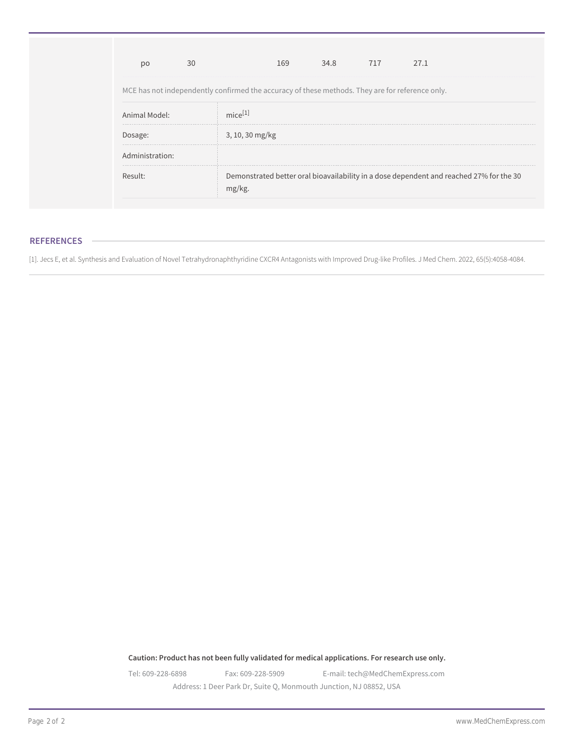| | | | | | |
|---|---|---|---|---|---|
| po | 30 | 169 | 34.8 | 717 | 27.1 |

MCE has not independently confirmed the accuracy of these methods. They are for reference only.

| | |
|---|---|
| Animal Model: | mice[1] |
| Dosage: | 3, 10, 30 mg/kg |
| Administration: | |
| Result: | Demonstrated better oral bioavailability in a dose dependent and reached 27% for the 30 mg/kg. |

## REFERENCES

[1]. Jecs E, et al. Synthesis and Evaluation of Novel Tetrahydronaphthyridine CXCR4 Antagonists with Improved Drug-like Profiles. J Med Chem. 2022, 65(5):4058-4084.

**Caution: Product has not been fully validated for medical applications. For research use only.**

Tel: 609-228-6898 Fax: 609-228-5909 E-mail: tech@MedChemExpress.com

Address: 1 Deer Park Dr, Suite Q, Monmouth Junction, NJ 08852, USA